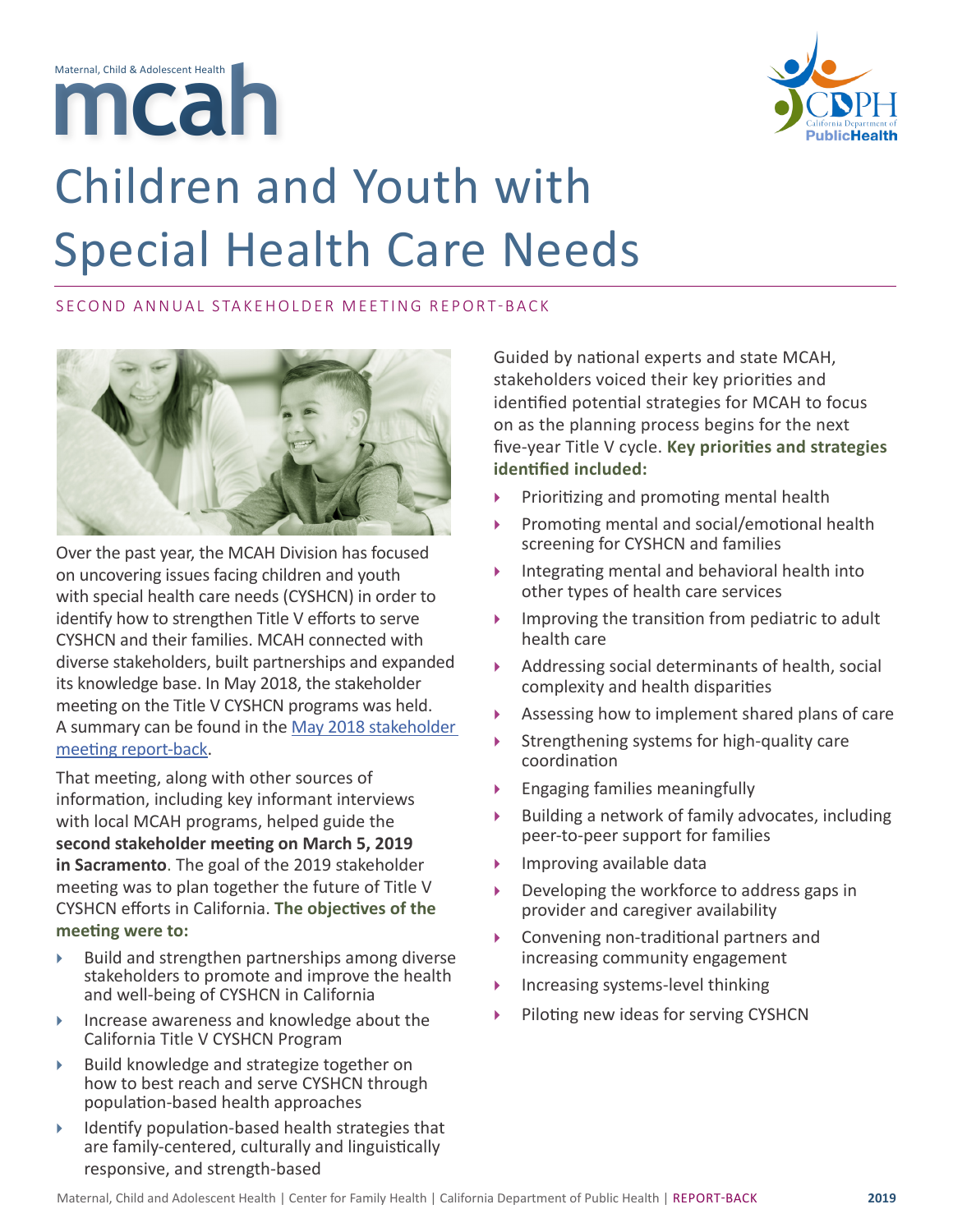Maternal, Child & Adolescent Health

# mcah

# Children and Youth with Special Health Care Needs

SECOND ANNUAL STAKEHOLDER MEETING REPORT-BACK

Over the past year, the MCAH Division has focused on uncovering issues facing children and youth with special health care needs (CYSHCN) in order to identify how to strengthen Title V efforts to serve CYSHCN and their families. MCAH connected with diverse stakeholders, built partnerships and expanded its knowledge base. In May 2018, the stakeholder meeting on the Title V CYSHCN programs was held. A summary can be found in the [May 2018 stakeholder meeting report-back](#).

That meeting, along with other sources of information, including key informant interviews with local MCAH programs, helped guide the **second stakeholder meeting on March 5, 2019 in Sacramento**. The goal of the 2019 stakeholder meeting was to plan together the future of Title V CYSHCN efforts in California. **The objectives of the meeting were to:**

- Build and strengthen partnerships among diverse stakeholders to promote and improve the health and well-being of CYSHCN in California
- Increase awareness and knowledge about the California Title V CYSHCN Program
- Build knowledge and strategize together on how to best reach and serve CYSHCN through population-based health approaches
- Identify population-based health strategies that are family-centered, culturally and linguistically responsive, and strength-based

Guided by national experts and state MCAH, stakeholders voiced their key priorities and identified potential strategies for MCAH to focus on as the planning process begins for the next five-year Title V cycle. **Key priorities and strategies identified included:**

- Prioritizing and promoting mental health
- Promoting mental and social/emotional health screening for CYSHCN and families
- Integrating mental and behavioral health into other types of health care services
- Improving the transition from pediatric to adult health care
- Addressing social determinants of health, social complexity and health disparities
- Assessing how to implement shared plans of care
- Strengthening systems for high-quality care coordination
- Engaging families meaningfully
- Building a network of family advocates, including peer-to-peer support for families
- Improving available data
- Developing the workforce to address gaps in provider and caregiver availability
- Convening non-traditional partners and increasing community engagement
- Increasing systems-level thinking
- Piloting new ideas for serving CYSHCN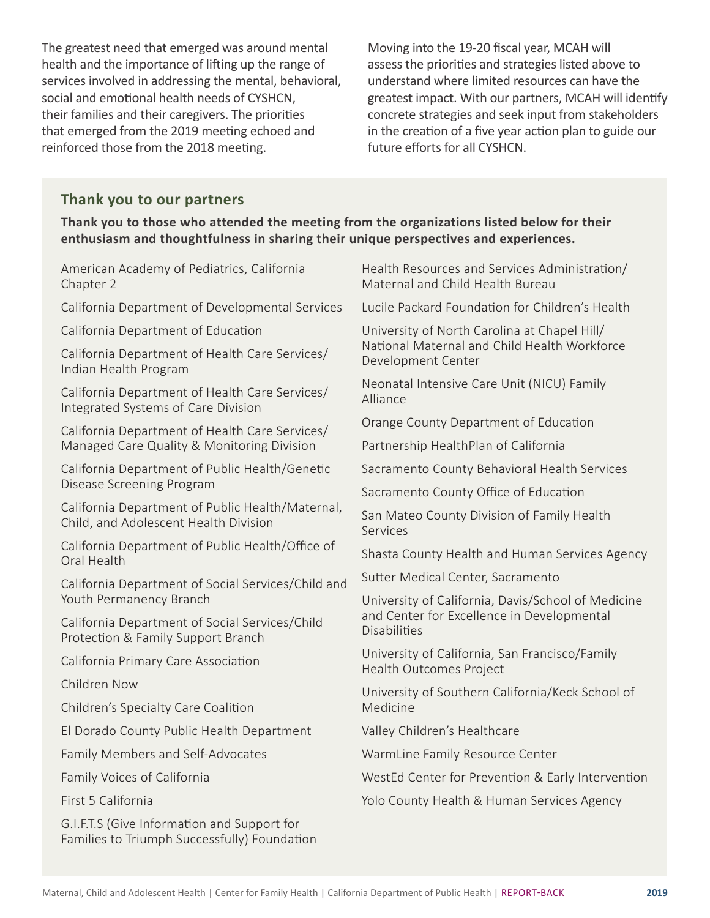The greatest need that emerged was around mental health and the importance of lifting up the range of services involved in addressing the mental, behavioral, social and emotional health needs of CYSHCN, their families and their caregivers. The priorities that emerged from the 2019 meeting echoed and reinforced those from the 2018 meeting.

Moving into the 19-20 fiscal year, MCAH will assess the priorities and strategies listed above to understand where limited resources can have the greatest impact. With our partners, MCAH will identify concrete strategies and seek input from stakeholders in the creation of a five year action plan to guide our future efforts for all CYSHCN.

## Thank you to our partners

**Thank you to those who attended the meeting from the organizations listed below for their enthusiasm and thoughtfulness in sharing their unique perspectives and experiences.**

American Academy of Pediatrics, California Chapter 2

California Department of Developmental Services

California Department of Education

California Department of Health Care Services/ Indian Health Program

California Department of Health Care Services/ Integrated Systems of Care Division

California Department of Health Care Services/ Managed Care Quality & Monitoring Division

California Department of Public Health/Genetic Disease Screening Program

California Department of Public Health/Maternal, Child, and Adolescent Health Division

California Department of Public Health/Office of Oral Health

California Department of Social Services/Child and Youth Permanency Branch

California Department of Social Services/Child Protection & Family Support Branch

California Primary Care Association

Children Now

Children's Specialty Care Coalition

El Dorado County Public Health Department

Family Members and Self-Advocates

Family Voices of California

First 5 California

G.I.F.T.S (Give Information and Support for Families to Triumph Successfully) Foundation

Health Resources and Services Administration/ Maternal and Child Health Bureau

Lucile Packard Foundation for Children's Health

University of North Carolina at Chapel Hill/ National Maternal and Child Health Workforce Development Center

Neonatal Intensive Care Unit (NICU) Family Alliance

Orange County Department of Education

Partnership HealthPlan of California

Sacramento County Behavioral Health Services

Sacramento County Office of Education

San Mateo County Division of Family Health Services

Shasta County Health and Human Services Agency

Sutter Medical Center, Sacramento

University of California, Davis/School of Medicine and Center for Excellence in Developmental Disabilities

University of California, San Francisco/Family Health Outcomes Project

University of Southern California/Keck School of Medicine

Valley Children's Healthcare

WarmLine Family Resource Center

WestEd Center for Prevention & Early Intervention

Yolo County Health & Human Services Agency